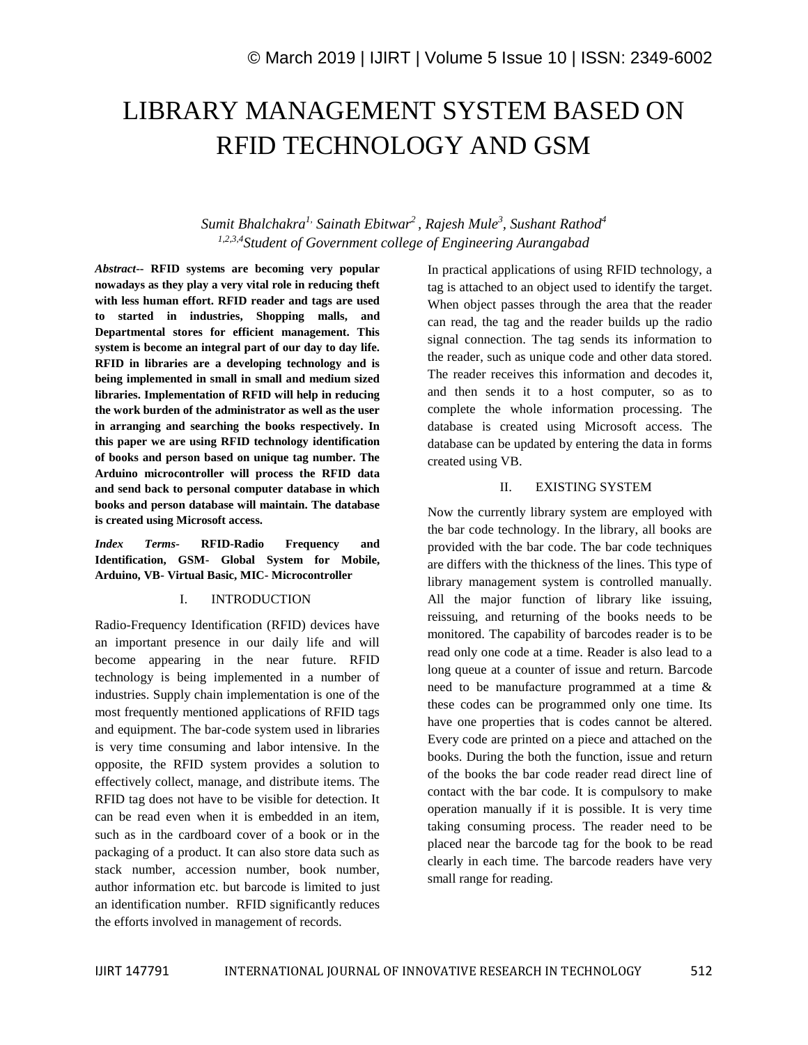# LIBRARY MANAGEMENT SYSTEM BASED ON RFID TECHNOLOGY AND GSM

*Sumit Bhalchakra[1], Sainath Ebitwar[2], Rajesh Mule[3], Sushant Rathod[4]*

*[1,2,3,4]Student of Government college of Engineering Aurangabad*

***Abstract*-- RFID systems are becoming very popular nowadays as they play a very vital role in reducing theft with less human effort. RFID reader and tags are used to started in industries, Shopping malls, and Departmental stores for efficient management. This system is become an integral part of our day to day life. RFID in libraries are a developing technology and is being implemented in small in small and medium sized libraries. Implementation of RFID will help in reducing the work burden of the administrator as well as the user in arranging and searching the books respectively. In this paper we are using RFID technology identification of books and person based on unique tag number. The Arduino microcontroller will process the RFID data and send back to personal computer database in which books and person database will maintain. The database is created using Microsoft access.**

***Index Terms*- RFID-Radio Frequency and Identification, GSM- Global System for Mobile, Arduino, VB- Virtual Basic, MIC- Microcontroller**

## I. INTRODUCTION

Radio-Frequency Identification (RFID) devices have an important presence in our daily life and will become appearing in the near future. RFID technology is being implemented in a number of industries. Supply chain implementation is one of the most frequently mentioned applications of RFID tags and equipment. The bar-code system used in libraries is very time consuming and labor intensive. In the opposite, the RFID system provides a solution to effectively collect, manage, and distribute items. The RFID tag does not have to be visible for detection. It can be read even when it is embedded in an item, such as in the cardboard cover of a book or in the packaging of a product. It can also store data such as stack number, accession number, book number, author information etc. but barcode is limited to just an identification number. RFID significantly reduces the efforts involved in management of records.

In practical applications of using RFID technology, a tag is attached to an object used to identify the target. When object passes through the area that the reader can read, the tag and the reader builds up the radio signal connection. The tag sends its information to the reader, such as unique code and other data stored. The reader receives this information and decodes it, and then sends it to a host computer, so as to complete the whole information processing. The database is created using Microsoft access. The database can be updated by entering the data in forms created using VB.

## II. EXISTING SYSTEM

Now the currently library system are employed with the bar code technology. In the library, all books are provided with the bar code. The bar code techniques are differs with the thickness of the lines. This type of library management system is controlled manually. All the major function of library like issuing, reissuing, and returning of the books needs to be monitored. The capability of barcodes reader is to be read only one code at a time. Reader is also lead to a long queue at a counter of issue and return. Barcode need to be manufacture programmed at a time & these codes can be programmed only one time. Its have one properties that is codes cannot be altered. Every code are printed on a piece and attached on the books. During the both the function, issue and return of the books the bar code reader read direct line of contact with the bar code. It is compulsory to make operation manually if it is possible. It is very time taking consuming process. The reader need to be placed near the barcode tag for the book to be read clearly in each time. The barcode readers have very small range for reading.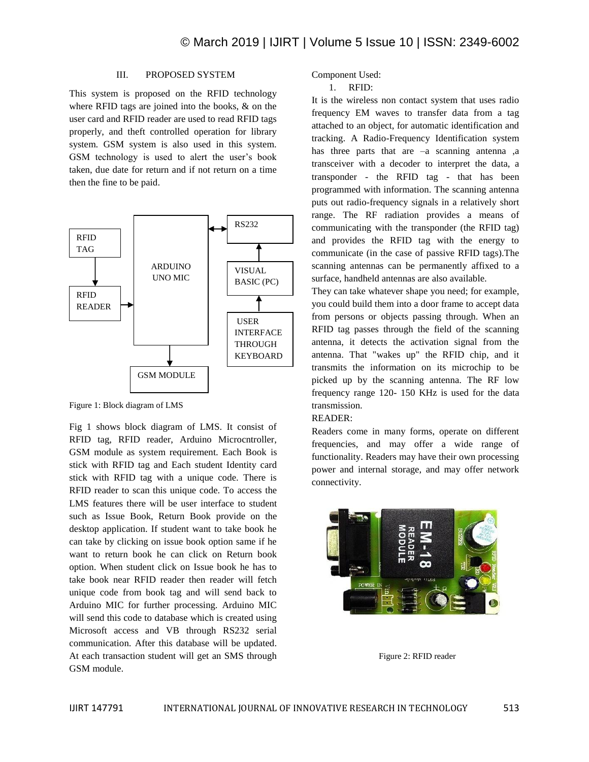## III. PROPOSED SYSTEM

This system is proposed on the RFID technology where RFID tags are joined into the books, & on the user card and RFID reader are used to read RFID tags properly, and theft controlled operation for library system. GSM system is also used in this system. GSM technology is used to alert the user's book taken, due date for return and if not return on a time then the fine to be paid.

Figure 1: Block diagram of LMS

Fig 1 shows block diagram of LMS. It consist of RFID tag, RFID reader, Arduino Microcntroller, GSM module as system requirement. Each Book is stick with RFID tag and Each student Identity card stick with RFID tag with a unique code. There is RFID reader to scan this unique code. To access the LMS features there will be user interface to student such as Issue Book, Return Book provide on the desktop application. If student want to take book he can take by clicking on issue book option same if he want to return book he can click on Return book option. When student click on Issue book he has to take book near RFID reader then reader will fetch unique code from book tag and will send back to Arduino MIC for further processing. Arduino MIC will send this code to database which is created using Microsoft access and VB through RS232 serial communication. After this database will be updated. At each transaction student will get an SMS through GSM module.

Component Used:

1. RFID:

It is the wireless non contact system that uses radio frequency EM waves to transfer data from a tag attached to an object, for automatic identification and tracking. A Radio-Frequency Identification system has three parts that are –a scanning antenna ,a transceiver with a decoder to interpret the data, a transponder - the RFID tag - that has been programmed with information. The scanning antenna puts out radio-frequency signals in a relatively short range. The RF radiation provides a means of communicating with the transponder (the RFID tag) and provides the RFID tag with the energy to communicate (in the case of passive RFID tags).The scanning antennas can be permanently affixed to a surface, handheld antennas are also available.

They can take whatever shape you need; for example, you could build them into a door frame to accept data from persons or objects passing through. When an RFID tag passes through the field of the scanning antenna, it detects the activation signal from the antenna. That "wakes up" the RFID chip, and it transmits the information on its microchip to be picked up by the scanning antenna. The RF low frequency range 120- 150 KHz is used for the data transmission.

READER:

Readers come in many forms, operate on different frequencies, and may offer a wide range of functionality. Readers may have their own processing power and internal storage, and may offer network connectivity.

Figure 2: RFID reader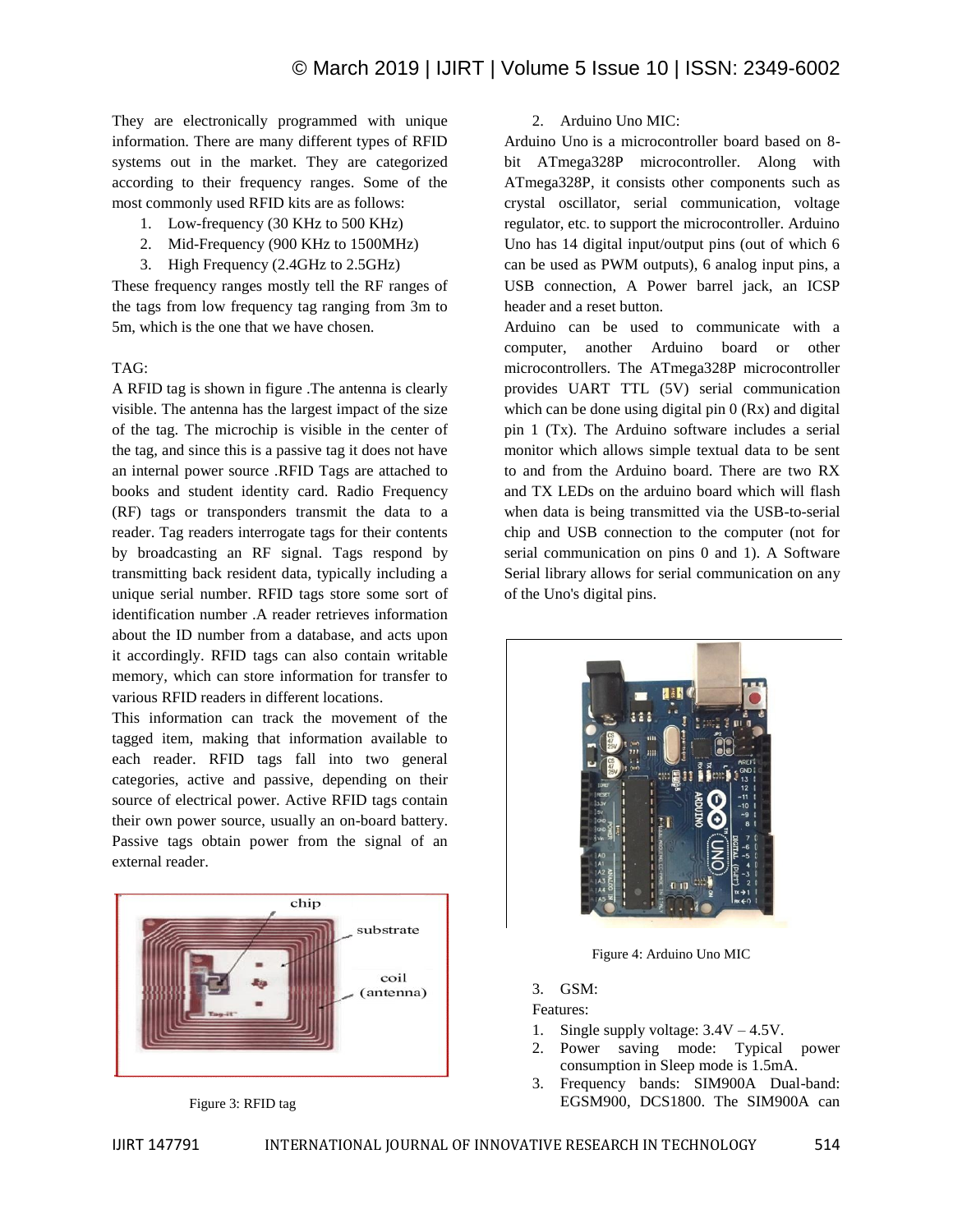They are electronically programmed with unique information. There are many different types of RFID systems out in the market. They are categorized according to their frequency ranges. Some of the most commonly used RFID kits are as follows:

1. Low-frequency (30 KHz to 500 KHz)
2. Mid-Frequency (900 KHz to 1500MHz)
3. High Frequency (2.4GHz to 2.5GHz)

These frequency ranges mostly tell the RF ranges of the tags from low frequency tag ranging from 3m to 5m, which is the one that we have chosen.

TAG:

A RFID tag is shown in figure .The antenna is clearly visible. The antenna has the largest impact of the size of the tag. The microchip is visible in the center of the tag, and since this is a passive tag it does not have an internal power source .RFID Tags are attached to books and student identity card. Radio Frequency (RF) tags or transponders transmit the data to a reader. Tag readers interrogate tags for their contents by broadcasting an RF signal. Tags respond by transmitting back resident data, typically including a unique serial number. RFID tags store some sort of identification number .A reader retrieves information about the ID number from a database, and acts upon it accordingly. RFID tags can also contain writable memory, which can store information for transfer to various RFID readers in different locations.

This information can track the movement of the tagged item, making that information available to each reader. RFID tags fall into two general categories, active and passive, depending on their source of electrical power. Active RFID tags contain their own power source, usually an on-board battery. Passive tags obtain power from the signal of an external reader.

Figure 3: RFID tag

2. Arduino Uno MIC:

Arduino Uno is a microcontroller board based on 8-bit ATmega328P microcontroller. Along with ATmega328P, it consists other components such as crystal oscillator, serial communication, voltage regulator, etc. to support the microcontroller. Arduino Uno has 14 digital input/output pins (out of which 6 can be used as PWM outputs), 6 analog input pins, a USB connection, A Power barrel jack, an ICSP header and a reset button.

Arduino can be used to communicate with a computer, another Arduino board or other microcontrollers. The ATmega328P microcontroller provides UART TTL (5V) serial communication which can be done using digital pin 0 (Rx) and digital pin 1 (Tx). The Arduino software includes a serial monitor which allows simple textual data to be sent to and from the Arduino board. There are two RX and TX LEDs on the arduino board which will flash when data is being transmitted via the USB-to-serial chip and USB connection to the computer (not for serial communication on pins 0 and 1). A Software Serial library allows for serial communication on any of the Uno's digital pins.

Figure 4: Arduino Uno MIC

3. GSM:

Features:

1. Single supply voltage: 3.4V – 4.5V.
2. Power saving mode: Typical power consumption in Sleep mode is 1.5mA.
3. Frequency bands: SIM900A Dual-band: EGSM900, DCS1800. The SIM900A can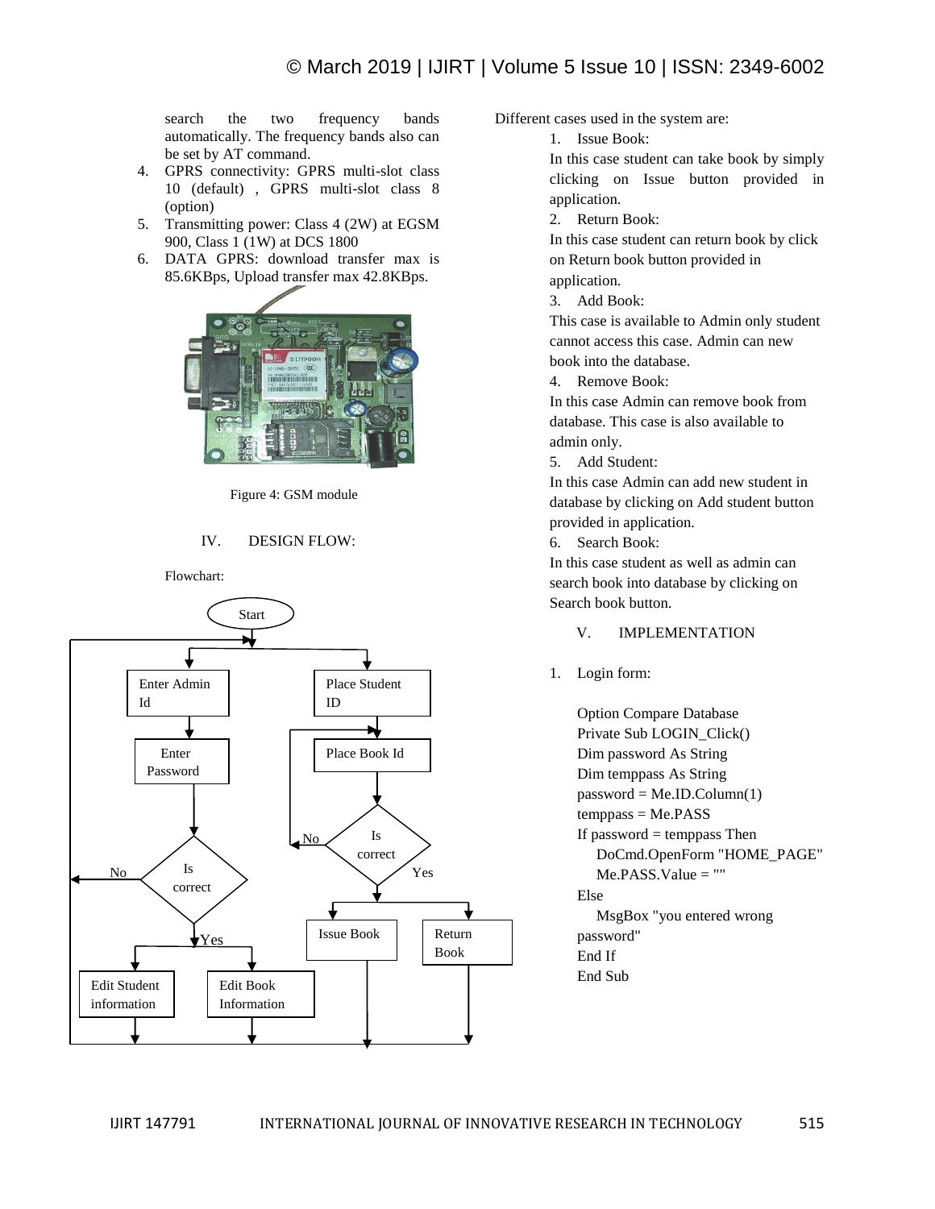search the two frequency bands automatically. The frequency bands also can be set by AT command.

4. GPRS connectivity: GPRS multi-slot class 10 (default) , GPRS multi-slot class 8 (option)
5. Transmitting power: Class 4 (2W) at EGSM 900, Class 1 (1W) at DCS 1800
6. DATA GPRS: download transfer max is 85.6KBps, Upload transfer max 42.8KBps.

Figure 4: GSM module

## IV. DESIGN FLOW:

Flowchart:

Different cases used in the system are:

1. Issue Book:
In this case student can take book by simply clicking on Issue button provided in application.
2. Return Book:
In this case student can return book by click on Return book button provided in application.
3. Add Book:
This case is available to Admin only student cannot access this case. Admin can new book into the database.
4. Remove Book:
In this case Admin can remove book from database. This case is also available to admin only.
5. Add Student:
In this case Admin can add new student in database by clicking on Add student button provided in application.
6. Search Book:
In this case student as well as admin can search book into database by clicking on Search book button.

## V. IMPLEMENTATION

1. Login form:

```
Option Compare Database
Private Sub LOGIN_Click()
Dim password As String
Dim temppass As String
password = Me.ID.Column(1)
temppass = Me.PASS
If password = temppass Then
    DoCmd.OpenForm "HOME_PAGE"
    Me.PASS.Value = ""
Else
    MsgBox "you entered wrong
password"
End If
End Sub
```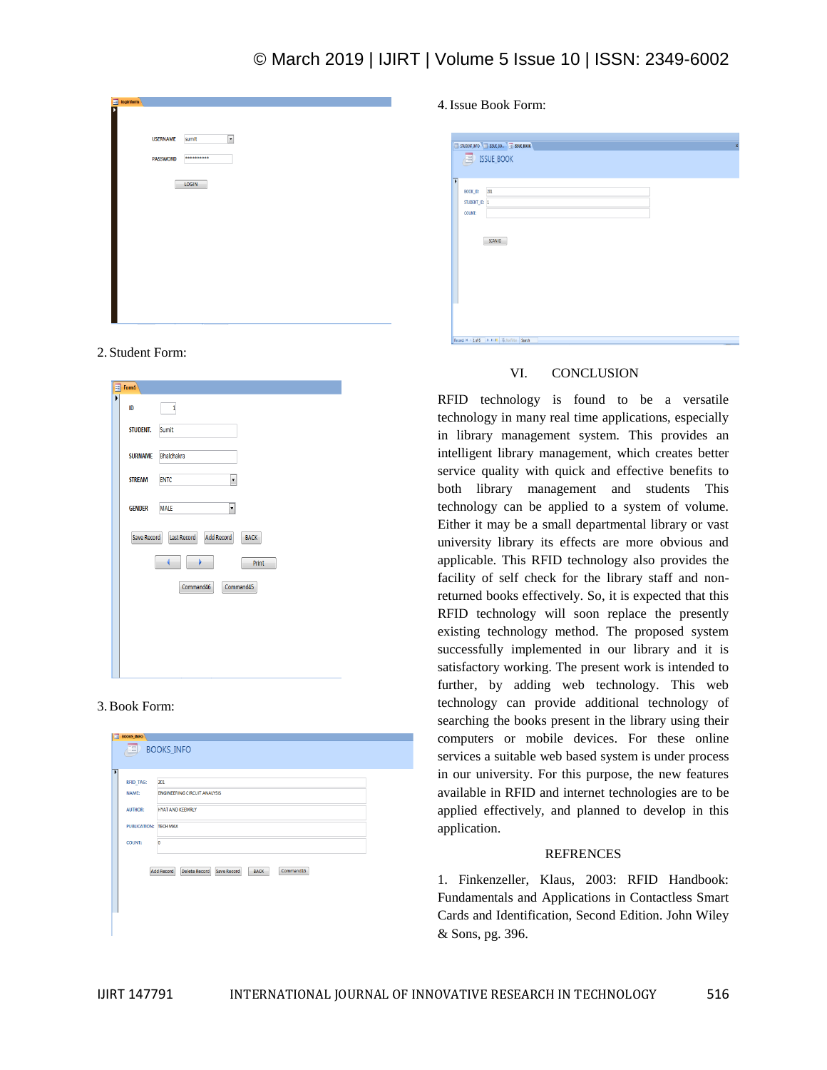2. Student Form:

3. Book Form:

4. Issue Book Form:

## VI. CONCLUSION

RFID technology is found to be a versatile technology in many real time applications, especially in library management system. This provides an intelligent library management, which creates better service quality with quick and effective benefits to both library management and students This technology can be applied to a system of volume. Either it may be a small departmental library or vast university library its effects are more obvious and applicable. This RFID technology also provides the facility of self check for the library staff and non-returned books effectively. So, it is expected that this RFID technology will soon replace the presently existing technology method. The proposed system successfully implemented in our library and it is satisfactory working. The present work is intended to further, by adding web technology. This web technology can provide additional technology of searching the books present in the library using their computers or mobile devices. For these online services a suitable web based system is under process in our university. For this purpose, the new features available in RFID and internet technologies are to be applied effectively, and planned to develop in this application.

## REFRENCES

1. Finkenzeller, Klaus, 2003: RFID Handbook: Fundamentals and Applications in Contactless Smart Cards and Identification, Second Edition. John Wiley & Sons, pg. 396.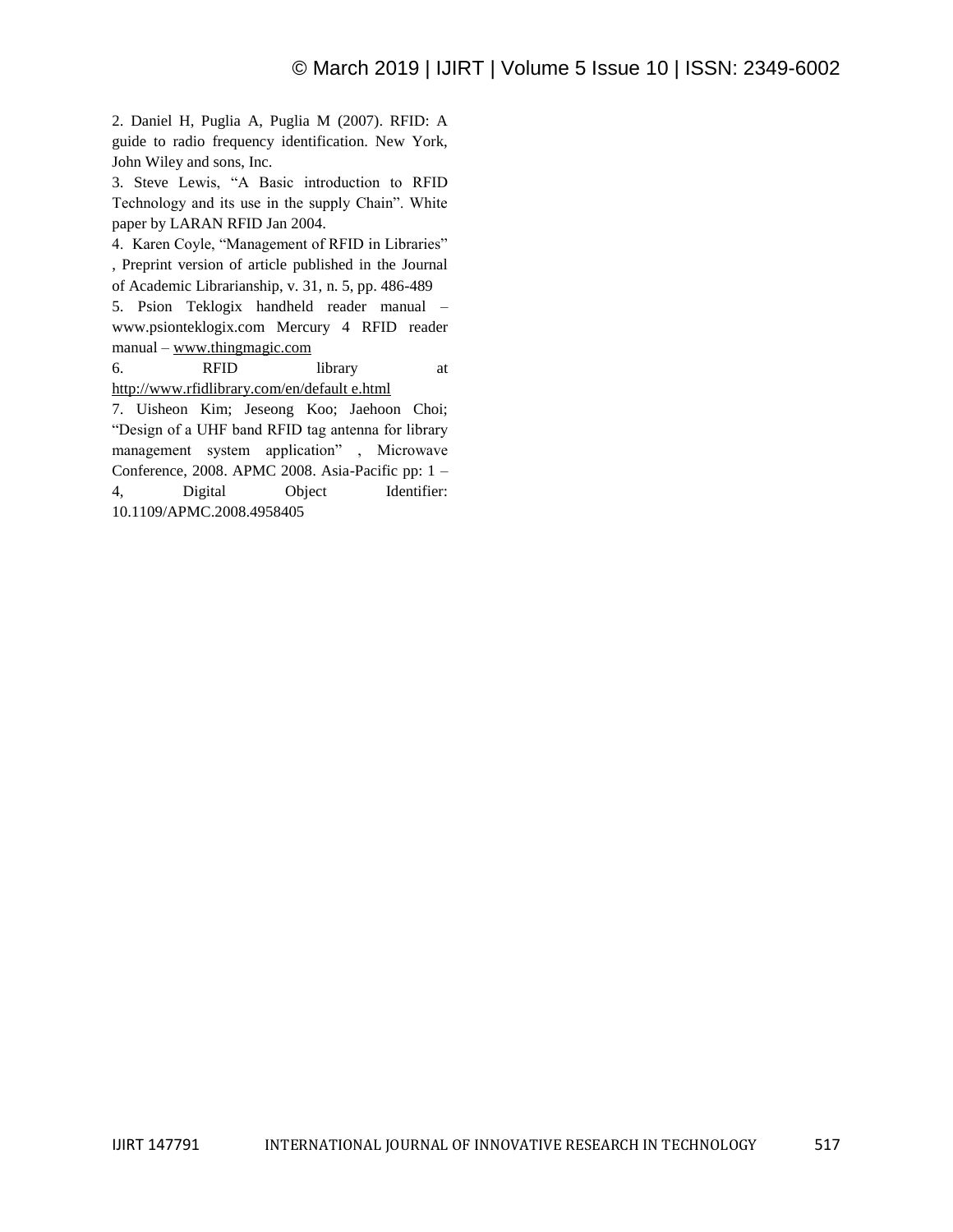2. Daniel H, Puglia A, Puglia M (2007). RFID: A guide to radio frequency identification. New York, John Wiley and sons, Inc.

3. Steve Lewis, "A Basic introduction to RFID Technology and its use in the supply Chain". White paper by LARAN RFID Jan 2004.

4. Karen Coyle, "Management of RFID in Libraries" , Preprint version of article published in the Journal of Academic Librarianship, v. 31, n. 5, pp. 486-489

5. Psion Teklogix handheld reader manual – www.psionteklogix.com Mercury 4 RFID reader manual – www.thingmagic.com

6. RFID library at http://www.rfidlibrary.com/en/default e.html

7. Uisheon Kim; Jeseong Koo; Jaehoon Choi; "Design of a UHF band RFID tag antenna for library management system application" , Microwave Conference, 2008. APMC 2008. Asia-Pacific pp: 1 – 4, Digital Object Identifier: 10.1109/APMC.2008.4958405